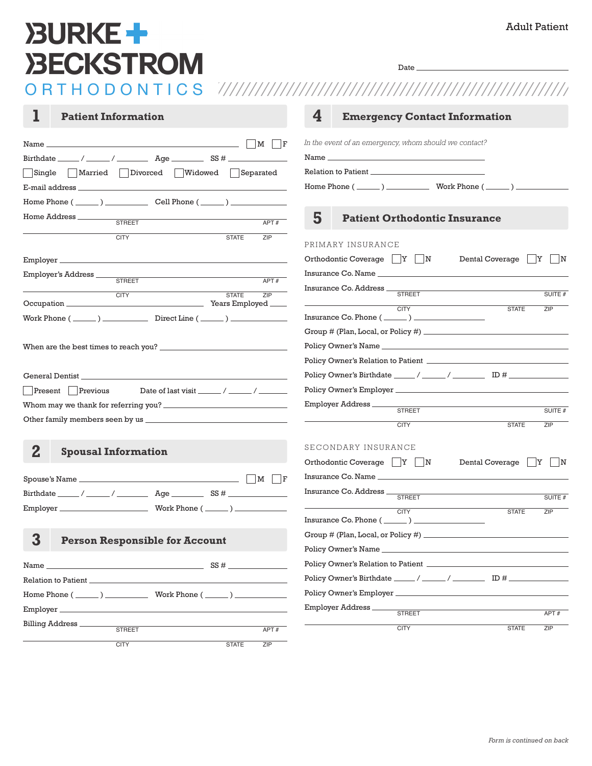# BURKE + BECKSTROM ORTHODONTICS

Adult Patient

Date ______________________

## 1 Patient Information

Name ______________________________ ☐ M ☐ F

Birthdate ____ / ____ / ______ Age ______ SS # ______________

☐ Single ☐ Married ☐ Divorced ☐ Widowed ☐ Separated

E-mail address ______________________________

Home Phone ( ____ ) __________ Cell Phone ( ____ ) __________

Home Address ______________________________
STREET APT #

______________________________
CITY STATE ZIP

Employer ______________________________

Employer's Address ______________________________
STREET APT #

______________________________
CITY STATE ZIP

Occupation ______________________ Years Employed ______

Work Phone ( ____ ) __________ Direct Line ( ____ ) __________

When are the best times to reach you? ______________________

General Dentist ______________________________

☐ Present ☐ Previous Date of last visit ____ / ____ / ______

Whom may we thank for referring you? ______________________

Other family members seen by us ______________________

## 2 Spousal Information

Spouse's Name ______________________________ ☐ M ☐ F

Birthdate ____ / ____ / ______ Age ______ SS # ______________

Employer ______________ Work Phone ( ____ ) __________

## 3 Person Responsible for Account

Name ______________________ SS # ______________

Relation to Patient ______________________________

Home Phone ( ____ ) __________ Work Phone ( ____ ) __________

Employer ______________________________

Billing Address ______________________________
STREET APT #

______________________________
CITY STATE ZIP

## 4 Emergency Contact Information

*In the event of an emergency, whom should we contact?*

Name ______________________________

Relation to Patient ______________________________

Home Phone ( ____ ) __________ Work Phone ( ____ ) __________

## 5 Patient Orthodontic Insurance

### PRIMARY INSURANCE

Orthodontic Coverage ☐ Y ☐ N Dental Coverage ☐ Y ☐ N

Insurance Co. Name ______________________________

Insurance Co. Address ______________________________
STREET SUITE #

______________________________
CITY STATE ZIP

Insurance Co. Phone ( ____ ) __________

Group # (Plan, Local, or Policy #) ______________________

Policy Owner's Name ______________________________

Policy Owner's Relation to Patient ______________________

Policy Owner's Birthdate ____ / ____ / ______ ID # ______________

Policy Owner's Employer ______________________________

Employer Address ______________________________
STREET SUITE #

______________________________
CITY STATE ZIP

### SECONDARY INSURANCE

Orthodontic Coverage ☐ Y ☐ N Dental Coverage ☐ Y ☐ N

Insurance Co. Name ______________________________

Insurance Co. Address ______________________________
STREET SUITE #

______________________________
CITY STATE ZIP

Insurance Co. Phone ( ____ ) __________

Group # (Plan, Local, or Policy #) ______________________

Policy Owner's Name ______________________________

Policy Owner's Relation to Patient ______________________

Policy Owner's Birthdate ____ / ____ / ______ ID # ______________

Policy Owner's Employer ______________________________

Employer Address ______________________________
STREET APT #

______________________________
CITY STATE ZIP

*Form is continued on back*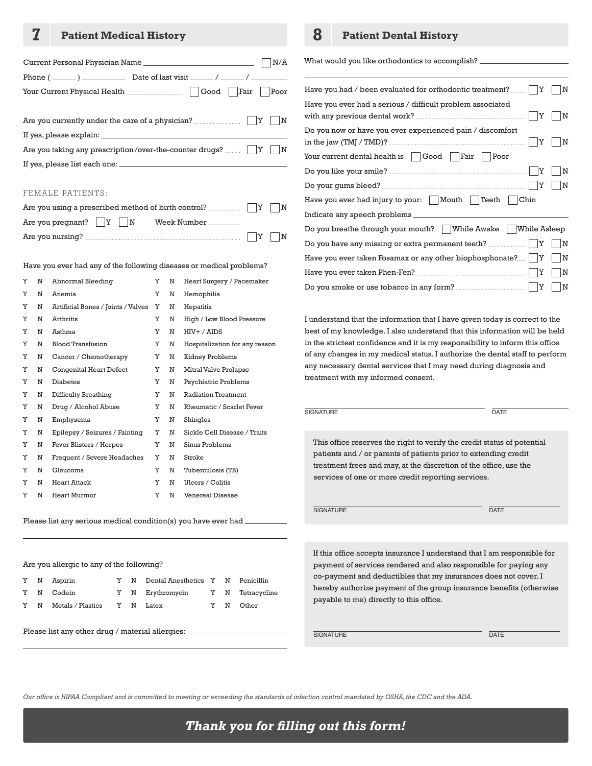## 7 Patient Medical History

Current Personal Physician Name ______________________ ☐ N/A

Phone ( ______ ) __________ Date of last visit ______ / ______ / ______

Your Current Physical Health ☐ Good ☐ Fair ☐ Poor

Are you currently under the care of a physician? ☐ Y ☐ N

If yes, please explain: ______________________

Are you taking any prescription/over-the-counter drugs? ☐ Y ☐ N

If yes, please list each one: ______________________

FEMALE PATIENTS:

Are you using a prescribed method of birth control? ☐ Y ☐ N

Are you pregnant? ☐ Y ☐ N Week Number _______

Are you nursing? ☐ Y ☐ N

Have you ever had any of the following diseases or medical problems?

| | | | | | |
|---|---|---|---|---|---|
| Y | N | Abnormal Bleeding | Y | N | Heart Surgery / Pacemaker |
| Y | N | Anemia | Y | N | Hemophilia |
| Y | N | Artificial Bones / Joints / Valves | Y | N | Hepatitis |
| Y | N | Arthritis | Y | N | High / Low Blood Pressure |
| Y | N | Asthma | Y | N | HIV+ / AIDS |
| Y | N | Blood Transfusion | Y | N | Hospitalization for any reason |
| Y | N | Cancer / Chemotherapy | Y | N | Kidney Problems |
| Y | N | Congenital Heart Defect | Y | N | Mitral Valve Prolapse |
| Y | N | Diabetes | Y | N | Psychiatric Problems |
| Y | N | Difficulty Breathing | Y | N | Radiation Treatment |
| Y | N | Drug / Alcohol Abuse | Y | N | Rheumatic / Scarlet Fever |
| Y | N | Emphysema | Y | N | Shingles |
| Y | N | Epilepsy / Seizures / Fainting | Y | N | Sickle Cell Disease / Traits |
| Y | N | Fever Blisters / Herpes | Y | N | Sinus Problems |
| Y | N | Frequent / Severe Headaches | Y | N | Stroke |
| Y | N | Glaucoma | Y | N | Tuberculosis (TB) |
| Y | N | Heart Attack | Y | N | Ulcers / Colitis |
| Y | N | Heart Murmur | Y | N | Venereal Disease |

Please list any serious medical condition(s) you have ever had ______________________

Are you allergic to any of the following?

| | | | | | | | | |
|---|---|---|---|---|---|---|---|---|
| Y | N | Aspirin | Y | N | Dental Anesthetics | Y | N | Penicillin |
| Y | N | Codein | Y | N | Erythromycin | Y | N | Tetracycline |
| Y | N | Metals / Plastics | Y | N | Latex | Y | N | Other |

Please list any other drug / material allergies: ______________________

## 8 Patient Dental History

What would you like orthodontics to accomplish? ______________________

Have you had / been evaluated for orthodontic treatment? ☐ Y ☐ N

Have you ever had a serious / difficult problem associated with any previous dental work? ☐ Y ☐ N

Do you now or have you ever experienced pain / discomfort in the jaw (TMJ / TMD)? ☐ Y ☐ N

Your current dental health is ☐ Good ☐ Fair ☐ Poor

Do you like your smile? ☐ Y ☐ N

Do your gums bleed? ☐ Y ☐ N

Have you ever had injury to your: ☐ Mouth ☐ Teeth ☐ Chin

Indicate any speech problems ______________________

Do you breathe through your mouth? ☐ While Awake ☐ While Asleep

Do you have any missing or extra permanent teeth? ☐ Y ☐ N

Have you ever taken Fosamax or any other biophosphonate? ☐ Y ☐ N

Have you ever taken Phen-Fen? ☐ Y ☐ N

Do you smoke or use tobacco in any form? ☐ Y ☐ N

I understand that the information that I have given today is correct to the best of my knowledge. I also understand that this information will be held in the strictest confidence and it is my responsibility to inform this office of any changes in my medical status. I authorize the dental staff to perform any necessary dental services that I may need during diagnosis and treatment with my informed consent.

SIGNATURE ______________________ DATE ________

This office reserves the right to verify the credit status of potential patients and / or parents of patients prior to extending credit treatment frees and may, at the discretion of the office, use the services of one or more credit reporting services.

SIGNATURE ______________________ DATE ________

If this office accepts insurance I understand that I am responsible for payment of services rendered and also responsible for paying any co-payment and deductibles that my insurances does not cover. I hereby authorize payment of the group insurance benefits (otherwise payable to me) directly to this office.

SIGNATURE ______________________ DATE ________

*Our office is HIPAA Compliant and is committed to meeting or exceeding the standards of infection control mandated by OSHA, the CDC and the ADA.*

***Thank you for filling out this form!***